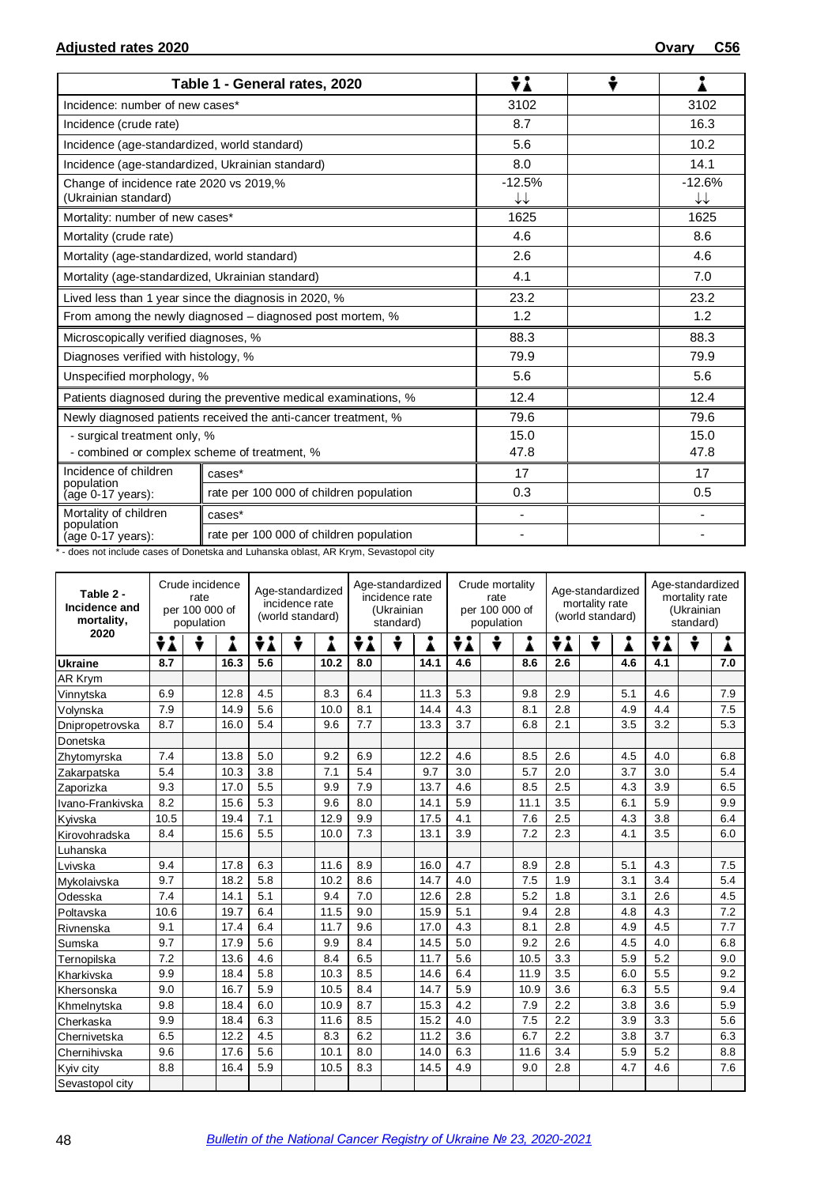## Adjusted rates 2020 — Ovary C56

| Table 1 - General rates, 2020 | | Both sexes | Males | Females |
|---|---|---|---|---|
| Incidence: number of new cases* | | 3102 | | 3102 |
| Incidence (crude rate) | | 8.7 | | 16.3 |
| Incidence (age-standardized, world standard) | | 5.6 | | 10.2 |
| Incidence (age-standardized, Ukrainian standard) | | 8.0 | | 14.1 |
| Change of incidence rate 2020 vs 2019,% (Ukrainian standard) | | -12.5% ↓↓ | | -12.6% ↓↓ |
| Mortality: number of new cases* | | 1625 | | 1625 |
| Mortality (crude rate) | | 4.6 | | 8.6 |
| Mortality (age-standardized, world standard) | | 2.6 | | 4.6 |
| Mortality (age-standardized, Ukrainian standard) | | 4.1 | | 7.0 |
| Lived less than 1 year since the diagnosis in 2020, % | | 23.2 | | 23.2 |
| From among the newly diagnosed – diagnosed post mortem, % | | 1.2 | | 1.2 |
| Microscopically verified diagnoses, % | | 88.3 | | 88.3 |
| Diagnoses verified with histology, % | | 79.9 | | 79.9 |
| Unspecified morphology, % | | 5.6 | | 5.6 |
| Patients diagnosed during the preventive medical examinations, % | | 12.4 | | 12.4 |
| Newly diagnosed patients received the anti-cancer treatment, % | | 79.6 | | 79.6 |
| - surgical treatment only, % | | 15.0 | | 15.0 |
| - combined or complex scheme of treatment, % | | 47.8 | | 47.8 |
| Incidence of children population (age 0-17 years): | cases* | 17 | | 17 |
| | rate per 100 000 of children population | 0.3 | | 0.5 |
| Mortality of children population (age 0-17 years): | cases* | - | | - |
| | rate per 100 000 of children population | - | | - |

\* - does not include cases of Donetska and Luhanska oblast, AR Krym, Sevastopol city

| Table 2 - Incidence and mortality, 2020 | Crude incidence rate per 100 000 of population | | | Age-standardized incidence rate (world standard) | | | Age-standardized incidence rate (Ukrainian standard) | | | Crude mortality rate per 100 000 of population | | | Age-standardized mortality rate (world standard) | | | Age-standardized mortality rate (Ukrainian standard) | | |
|---|---|---|---|---|---|---|---|---|---|---|---|---|---|---|---|---|---|---|
| | Both | Males | Females | Both | Males | Females | Both | Males | Females | Both | Males | Females | Both | Males | Females | Both | Males | Females |
| **Ukraine** | **8.7** | | **16.3** | **5.6** | | **10.2** | **8.0** | | **14.1** | **4.6** | | **8.6** | **2.6** | | **4.6** | **4.1** | | **7.0** |
| AR Krym | | | | | | | | | | | | | | | | | | |
| Vinnytska | 6.9 | | 12.8 | 4.5 | | 8.3 | 6.4 | | 11.3 | 5.3 | | 9.8 | 2.9 | | 5.1 | 4.6 | | 7.9 |
| Volynska | 7.9 | | 14.9 | 5.6 | | 10.0 | 8.1 | | 14.4 | 4.3 | | 8.1 | 2.8 | | 4.9 | 4.4 | | 7.5 |
| Dnipropetrovska | 8.7 | | 16.0 | 5.4 | | 9.6 | 7.7 | | 13.3 | 3.7 | | 6.8 | 2.1 | | 3.5 | 3.2 | | 5.3 |
| Donetska | | | | | | | | | | | | | | | | | | |
| Zhytomyrska | 7.4 | | 13.8 | 5.0 | | 9.2 | 6.9 | | 12.2 | 4.6 | | 8.5 | 2.6 | | 4.5 | 4.0 | | 6.8 |
| Zakarpatska | 5.4 | | 10.3 | 3.8 | | 7.1 | 5.4 | | 9.7 | 3.0 | | 5.7 | 2.0 | | 3.7 | 3.0 | | 5.4 |
| Zaporizka | 9.3 | | 17.0 | 5.5 | | 9.9 | 7.9 | | 13.7 | 4.6 | | 8.5 | 2.5 | | 4.3 | 3.9 | | 6.5 |
| Ivano-Frankivska | 8.2 | | 15.6 | 5.3 | | 9.6 | 8.0 | | 14.1 | 5.9 | | 11.1 | 3.5 | | 6.1 | 5.9 | | 9.9 |
| Kyivska | 10.5 | | 19.4 | 7.1 | | 12.9 | 9.9 | | 17.5 | 4.1 | | 7.6 | 2.5 | | 4.3 | 3.8 | | 6.4 |
| Kirovohradska | 8.4 | | 15.6 | 5.5 | | 10.0 | 7.3 | | 13.1 | 3.9 | | 7.2 | 2.3 | | 4.1 | 3.5 | | 6.0 |
| Luhanska | | | | | | | | | | | | | | | | | | |
| Lvivska | 9.4 | | 17.8 | 6.3 | | 11.6 | 8.9 | | 16.0 | 4.7 | | 8.9 | 2.8 | | 5.1 | 4.3 | | 7.5 |
| Mykolaivska | 9.7 | | 18.2 | 5.8 | | 10.2 | 8.6 | | 14.7 | 4.0 | | 7.5 | 1.9 | | 3.1 | 3.4 | | 5.4 |
| Odesska | 7.4 | | 14.1 | 5.1 | | 9.4 | 7.0 | | 12.6 | 2.8 | | 5.2 | 1.8 | | 3.1 | 2.6 | | 4.5 |
| Poltavska | 10.6 | | 19.7 | 6.4 | | 11.5 | 9.0 | | 15.9 | 5.1 | | 9.4 | 2.8 | | 4.8 | 4.3 | | 7.2 |
| Rivnenska | 9.1 | | 17.4 | 6.4 | | 11.7 | 9.6 | | 17.0 | 4.3 | | 8.1 | 2.8 | | 4.9 | 4.5 | | 7.7 |
| Sumska | 9.7 | | 17.9 | 5.6 | | 9.9 | 8.4 | | 14.5 | 5.0 | | 9.2 | 2.6 | | 4.5 | 4.0 | | 6.8 |
| Ternopilska | 7.2 | | 13.6 | 4.6 | | 8.4 | 6.5 | | 11.7 | 5.6 | | 10.5 | 3.3 | | 5.9 | 5.2 | | 9.0 |
| Kharkivska | 9.9 | | 18.4 | 5.8 | | 10.3 | 8.5 | | 14.6 | 6.4 | | 11.9 | 3.5 | | 6.0 | 5.5 | | 9.2 |
| Khersonska | 9.0 | | 16.7 | 5.9 | | 10.5 | 8.4 | | 14.7 | 5.9 | | 10.9 | 3.6 | | 6.3 | 5.5 | | 9.4 |
| Khmelnytska | 9.8 | | 18.4 | 6.0 | | 10.9 | 8.7 | | 15.3 | 4.2 | | 7.9 | 2.2 | | 3.8 | 3.6 | | 5.9 |
| Cherkaska | 9.9 | | 18.4 | 6.3 | | 11.6 | 8.5 | | 15.2 | 4.0 | | 7.5 | 2.2 | | 3.9 | 3.3 | | 5.6 |
| Chernivetska | 6.5 | | 12.2 | 4.5 | | 8.3 | 6.2 | | 11.2 | 3.6 | | 6.7 | 2.2 | | 3.8 | 3.7 | | 6.3 |
| Chernihivska | 9.6 | | 17.6 | 5.6 | | 10.1 | 8.0 | | 14.0 | 6.3 | | 11.6 | 3.4 | | 5.9 | 5.2 | | 8.8 |
| Kyiv city | 8.8 | | 16.4 | 5.9 | | 10.5 | 8.3 | | 14.5 | 4.9 | | 9.0 | 2.8 | | 4.7 | 4.6 | | 7.6 |
| Sevastopol city | | | | | | | | | | | | | | | | | | |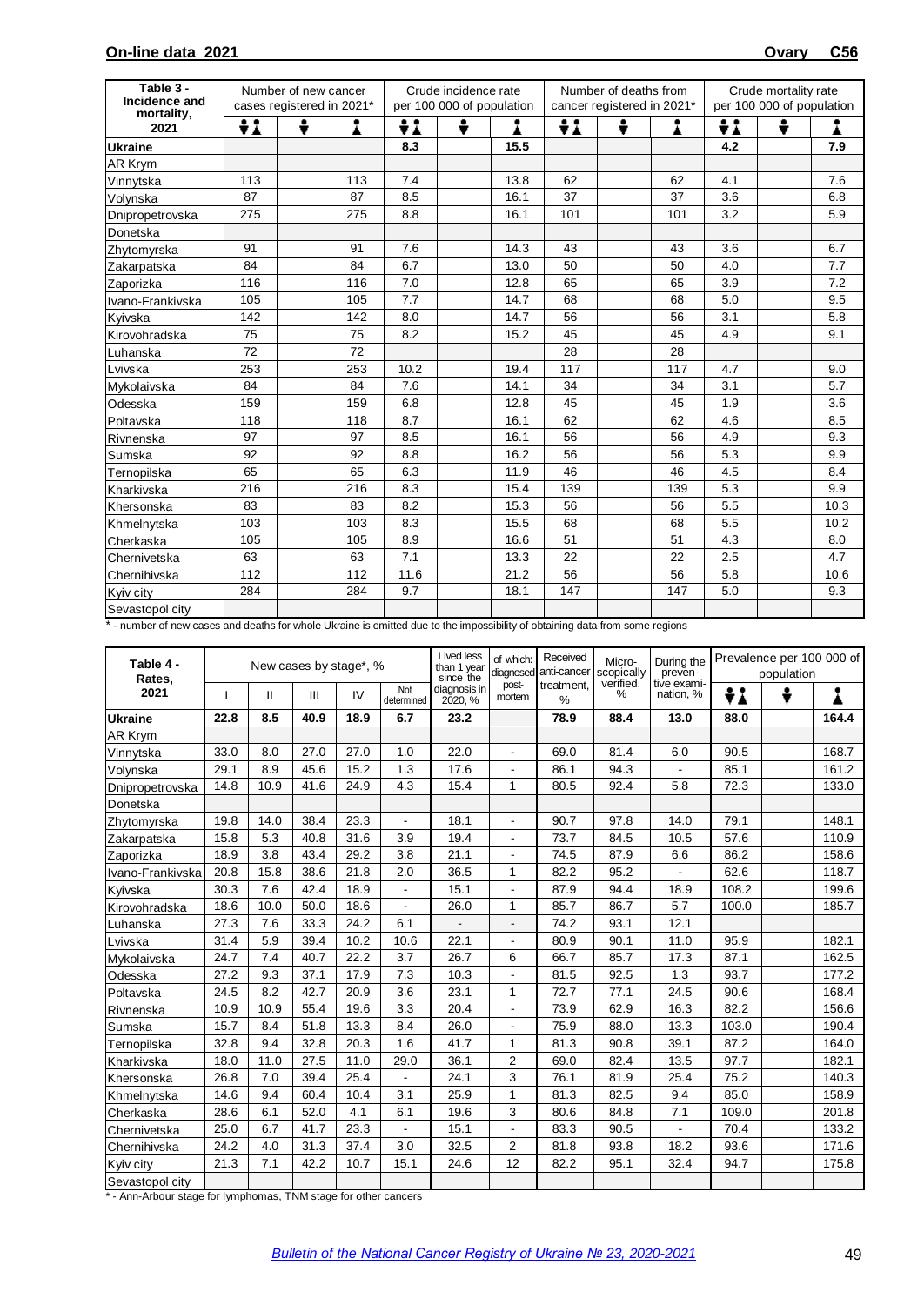**On-line data 2021** **Ovary C56**

| Table 3 - Incidence and mortality, 2021 | Number of new cancer cases registered in 2021* | | | Crude incidence rate per 100 000 of population | | | Number of deaths from cancer registered in 2021* | | | Crude mortality rate per 100 000 of population | | |
|---|---|---|---|---|---|---|---|---|---|---|---|---|
| | ♂♀ | ♂ | ♀ | ♂♀ | ♂ | ♀ | ♂♀ | ♂ | ♀ | ♂♀ | ♂ | ♀ |
| **Ukraine** | | | | **8.3** | | **15.5** | | | | **4.2** | | **7.9** |
| AR Krym | | | | | | | | | | | | |
| Vinnytska | 113 | | 113 | 7.4 | | 13.8 | 62 | | 62 | 4.1 | | 7.6 |
| Volynska | 87 | | 87 | 8.5 | | 16.1 | 37 | | 37 | 3.6 | | 6.8 |
| Dnipropetrovska | 275 | | 275 | 8.8 | | 16.1 | 101 | | 101 | 3.2 | | 5.9 |
| Donetska | | | | | | | | | | | | |
| Zhytomyrska | 91 | | 91 | 7.6 | | 14.3 | 43 | | 43 | 3.6 | | 6.7 |
| Zakarpatska | 84 | | 84 | 6.7 | | 13.0 | 50 | | 50 | 4.0 | | 7.7 |
| Zaporizka | 116 | | 116 | 7.0 | | 12.8 | 65 | | 65 | 3.9 | | 7.2 |
| Ivano-Frankivska | 105 | | 105 | 7.7 | | 14.7 | 68 | | 68 | 5.0 | | 9.5 |
| Kyivska | 142 | | 142 | 8.0 | | 14.7 | 56 | | 56 | 3.1 | | 5.8 |
| Kirovohradska | 75 | | 75 | 8.2 | | 15.2 | 45 | | 45 | 4.9 | | 9.1 |
| Luhanska | 72 | | 72 | | | | 28 | | 28 | | | |
| Lvivska | 253 | | 253 | 10.2 | | 19.4 | 117 | | 117 | 4.7 | | 9.0 |
| Mykolaivska | 84 | | 84 | 7.6 | | 14.1 | 34 | | 34 | 3.1 | | 5.7 |
| Odesska | 159 | | 159 | 6.8 | | 12.8 | 45 | | 45 | 1.9 | | 3.6 |
| Poltavska | 118 | | 118 | 8.7 | | 16.1 | 62 | | 62 | 4.6 | | 8.5 |
| Rivnenska | 97 | | 97 | 8.5 | | 16.1 | 56 | | 56 | 4.9 | | 9.3 |
| Sumska | 92 | | 92 | 8.8 | | 16.2 | 56 | | 56 | 5.3 | | 9.9 |
| Ternopilska | 65 | | 65 | 6.3 | | 11.9 | 46 | | 46 | 4.5 | | 8.4 |
| Kharkivska | 216 | | 216 | 8.3 | | 15.4 | 139 | | 139 | 5.3 | | 9.9 |
| Khersonska | 83 | | 83 | 8.2 | | 15.3 | 56 | | 56 | 5.5 | | 10.3 |
| Khmelnytska | 103 | | 103 | 8.3 | | 15.5 | 68 | | 68 | 5.5 | | 10.2 |
| Cherkaska | 105 | | 105 | 8.9 | | 16.6 | 51 | | 51 | 4.3 | | 8.0 |
| Chernivetska | 63 | | 63 | 7.1 | | 13.3 | 22 | | 22 | 2.5 | | 4.7 |
| Chernihivska | 112 | | 112 | 11.6 | | 21.2 | 56 | | 56 | 5.8 | | 10.6 |
| Kyiv city | 284 | | 284 | 9.7 | | 18.1 | 147 | | 147 | 5.0 | | 9.3 |
| Sevastopol city | | | | | | | | | | | | |

* - number of new cases and deaths for whole Ukraine is omitted due to the impossibility of obtaining data from some regions

| Table 4 - Rates, 2021 | New cases by stage*, % | | | | | Lived less than 1 year since the diagnosis in 2020, % | of which: diagnosed post-mortem | Received anti-cancer treatment, % | Micro-scopically verified, % | During the preven-tive exami-nation, % | Prevalence per 100 000 of population | | |
|---|---|---|---|---|---|---|---|---|---|---|---|---|---|
| | I | II | III | IV | Not determined | | | | | | ♂♀ | ♂ | ♀ |
| **Ukraine** | **22.8** | **8.5** | **40.9** | **18.9** | **6.7** | **23.2** | | **78.9** | **88.4** | **13.0** | **88.0** | | **164.4** |
| AR Krym | | | | | | | | | | | | | |
| Vinnytska | 33.0 | 8.0 | 27.0 | 27.0 | 1.0 | 22.0 | - | 69.0 | 81.4 | 6.0 | 90.5 | | 168.7 |
| Volynska | 29.1 | 8.9 | 45.6 | 15.2 | 1.3 | 17.6 | - | 86.1 | 94.3 | - | 85.1 | | 161.2 |
| Dnipropetrovska | 14.8 | 10.9 | 41.6 | 24.9 | 4.3 | 15.4 | 1 | 80.5 | 92.4 | 5.8 | 72.3 | | 133.0 |
| Donetska | | | | | | | | | | | | | |
| Zhytomyrska | 19.8 | 14.0 | 38.4 | 23.3 | - | 18.1 | - | 90.7 | 97.8 | 14.0 | 79.1 | | 148.1 |
| Zakarpatska | 15.8 | 5.3 | 40.8 | 31.6 | 3.9 | 19.4 | - | 73.7 | 84.5 | 10.5 | 57.6 | | 110.9 |
| Zaporizka | 18.9 | 3.8 | 43.4 | 29.2 | 3.8 | 21.1 | - | 74.5 | 87.9 | 6.6 | 86.2 | | 158.6 |
| Ivano-Frankivska | 20.8 | 15.8 | 38.6 | 21.8 | 2.0 | 36.5 | 1 | 82.2 | 95.2 | - | 62.6 | | 118.7 |
| Kyivska | 30.3 | 7.6 | 42.4 | 18.9 | - | 15.1 | - | 87.9 | 94.4 | 18.9 | 108.2 | | 199.6 |
| Kirovohradska | 18.6 | 10.0 | 50.0 | 18.6 | - | 26.0 | 1 | 85.7 | 86.7 | 5.7 | 100.0 | | 185.7 |
| Luhanska | 27.3 | 7.6 | 33.3 | 24.2 | 6.1 | - | - | 74.2 | 93.1 | 12.1 | | | |
| Lvivska | 31.4 | 5.9 | 39.4 | 10.2 | 10.6 | 22.1 | - | 80.9 | 90.1 | 11.0 | 95.9 | | 182.1 |
| Mykolaivska | 24.7 | 7.4 | 40.7 | 22.2 | 3.7 | 26.7 | 6 | 66.7 | 85.7 | 17.3 | 87.1 | | 162.5 |
| Odesska | 27.2 | 9.3 | 37.1 | 17.9 | 7.3 | 10.3 | - | 81.5 | 92.5 | 1.3 | 93.7 | | 177.2 |
| Poltavska | 24.5 | 8.2 | 42.7 | 20.9 | 3.6 | 23.1 | 1 | 72.7 | 77.1 | 24.5 | 90.6 | | 168.4 |
| Rivnenska | 10.9 | 10.9 | 55.4 | 19.6 | 3.3 | 20.4 | - | 73.9 | 62.9 | 16.3 | 82.2 | | 156.6 |
| Sumska | 15.7 | 8.4 | 51.8 | 13.3 | 8.4 | 26.0 | - | 75.9 | 88.0 | 13.3 | 103.0 | | 190.4 |
| Ternopilska | 32.8 | 9.4 | 32.8 | 20.3 | 1.6 | 41.7 | 1 | 81.3 | 90.8 | 39.1 | 87.2 | | 164.0 |
| Kharkivska | 18.0 | 11.0 | 27.5 | 11.0 | 29.0 | 36.1 | 2 | 69.0 | 82.4 | 13.5 | 97.7 | | 182.1 |
| Khersonska | 26.8 | 7.0 | 39.4 | 25.4 | - | 24.1 | 3 | 76.1 | 81.9 | 25.4 | 75.2 | | 140.3 |
| Khmelnytska | 14.6 | 9.4 | 60.4 | 10.4 | 3.1 | 25.9 | 1 | 81.3 | 82.5 | 9.4 | 85.0 | | 158.9 |
| Cherkaska | 28.6 | 6.1 | 52.0 | 4.1 | 6.1 | 19.6 | 3 | 80.6 | 84.8 | 7.1 | 109.0 | | 201.8 |
| Chernivetska | 25.0 | 6.7 | 41.7 | 23.3 | - | 15.1 | - | 83.3 | 90.5 | - | 70.4 | | 133.2 |
| Chernihivska | 24.2 | 4.0 | 31.3 | 37.4 | 3.0 | 32.5 | 2 | 81.8 | 93.8 | 18.2 | 93.6 | | 171.6 |
| Kyiv city | 21.3 | 7.1 | 42.2 | 10.7 | 15.1 | 24.6 | 12 | 82.2 | 95.1 | 32.4 | 94.7 | | 175.8 |
| Sevastopol city | | | | | | | | | | | | | |

* - Ann-Arbour stage for lymphomas, TNM stage for other cancers